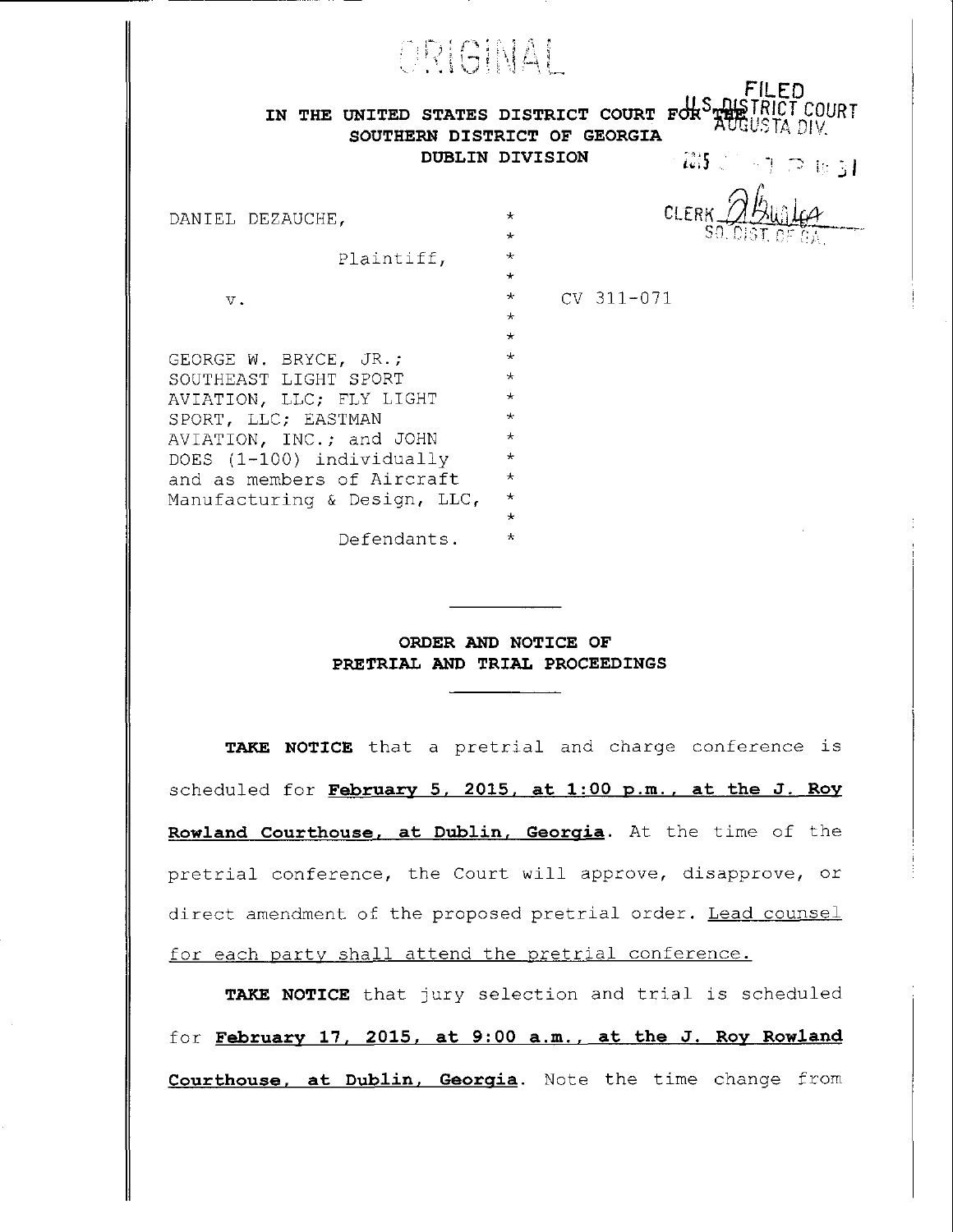ORIGINAL

FILED
U.S. DISTRICT COURT
AUGUSTA DIV.

2015 ... P 1:31

CLERK ...
SO. DIST. OF GA.

IN THE UNITED STATES DISTRICT COURT FOR THE
SOUTHERN DISTRICT OF GEORGIA
DUBLIN DIVISION

DANIEL DEZAUCHE, *
*
Plaintiff, *
*
v. * CV 311-071
*
*
GEORGE W. BRYCE, JR.; *
SOUTHEAST LIGHT SPORT *
AVIATION, LLC; FLY LIGHT *
SPORT, LLC; EASTMAN *
AVIATION, INC.; and JOHN *
DOES (1-100) individually *
and as members of Aircraft *
Manufacturing & Design, LLC, *
*
Defendants. *

---

**ORDER AND NOTICE OF**
**PRETRIAL AND TRIAL PROCEEDINGS**

---

**TAKE NOTICE** that a pretrial and charge conference is scheduled for **February 5, 2015, at 1:00 p.m., at the J. Roy Rowland Courthouse, at Dublin, Georgia**. At the time of the pretrial conference, the Court will approve, disapprove, or direct amendment of the proposed pretrial order. Lead counsel for each party shall attend the pretrial conference.

**TAKE NOTICE** that jury selection and trial is scheduled for **February 17, 2015, at 9:00 a.m., at the J. Roy Rowland Courthouse, at Dublin, Georgia**. Note the time change from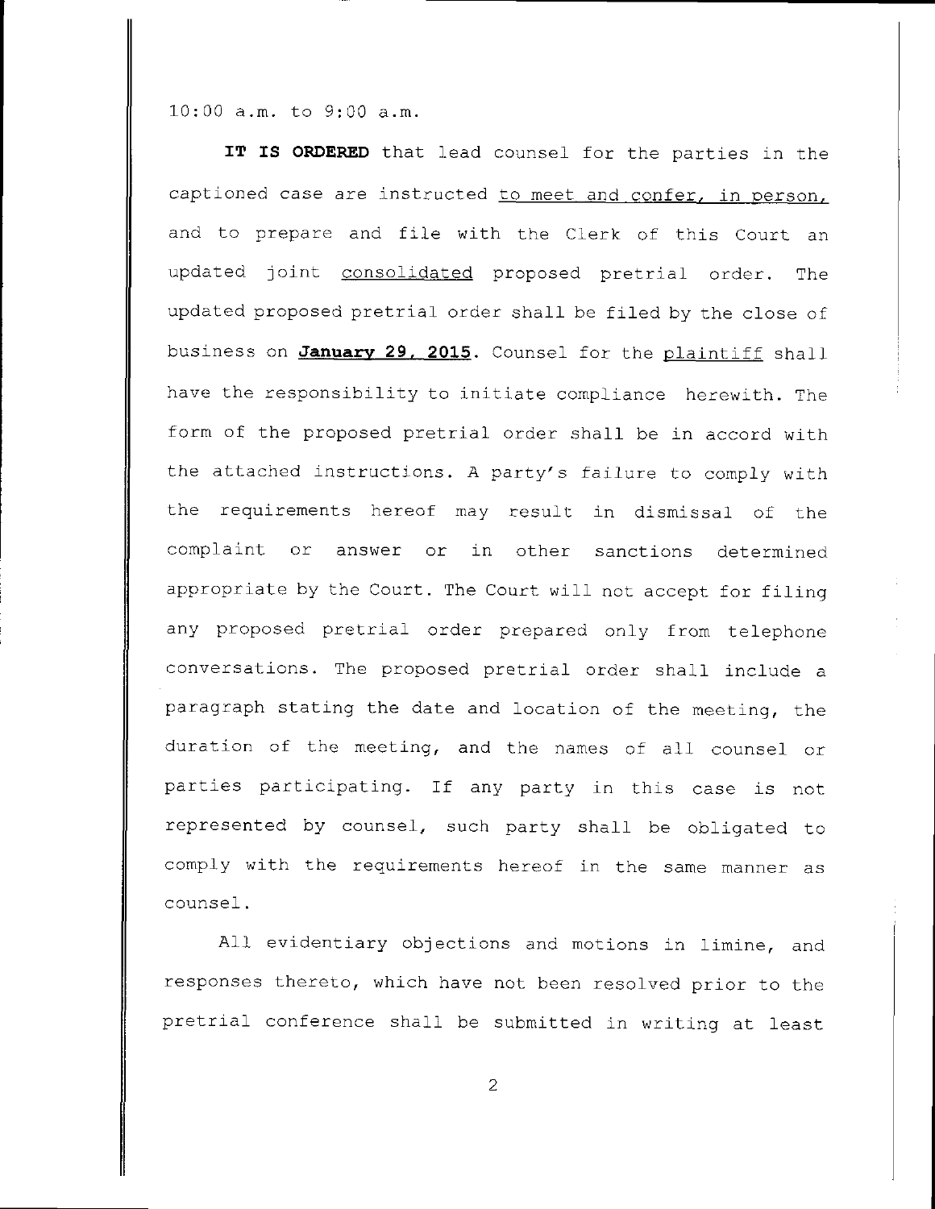10:00 a.m. to 9:00 a.m.

**IT IS ORDERED** that lead counsel for the parties in the captioned case are instructed <u>to meet and confer, in person,</u> and to prepare and file with the Clerk of this Court an updated joint <u>consolidated</u> proposed pretrial order. The updated proposed pretrial order shall be filed by the close of business on **<u>January 29, 2015</u>**. Counsel for the <u>plaintiff</u> shall have the responsibility to initiate compliance herewith. The form of the proposed pretrial order shall be in accord with the attached instructions. A party's failure to comply with the requirements hereof may result in dismissal of the complaint or answer or in other sanctions determined appropriate by the Court. The Court will not accept for filing any proposed pretrial order prepared only from telephone conversations. The proposed pretrial order shall include a paragraph stating the date and location of the meeting, the duration of the meeting, and the names of all counsel or parties participating. If any party in this case is not represented by counsel, such party shall be obligated to comply with the requirements hereof in the same manner as counsel.

All evidentiary objections and motions in limine, and responses thereto, which have not been resolved prior to the pretrial conference shall be submitted in writing at least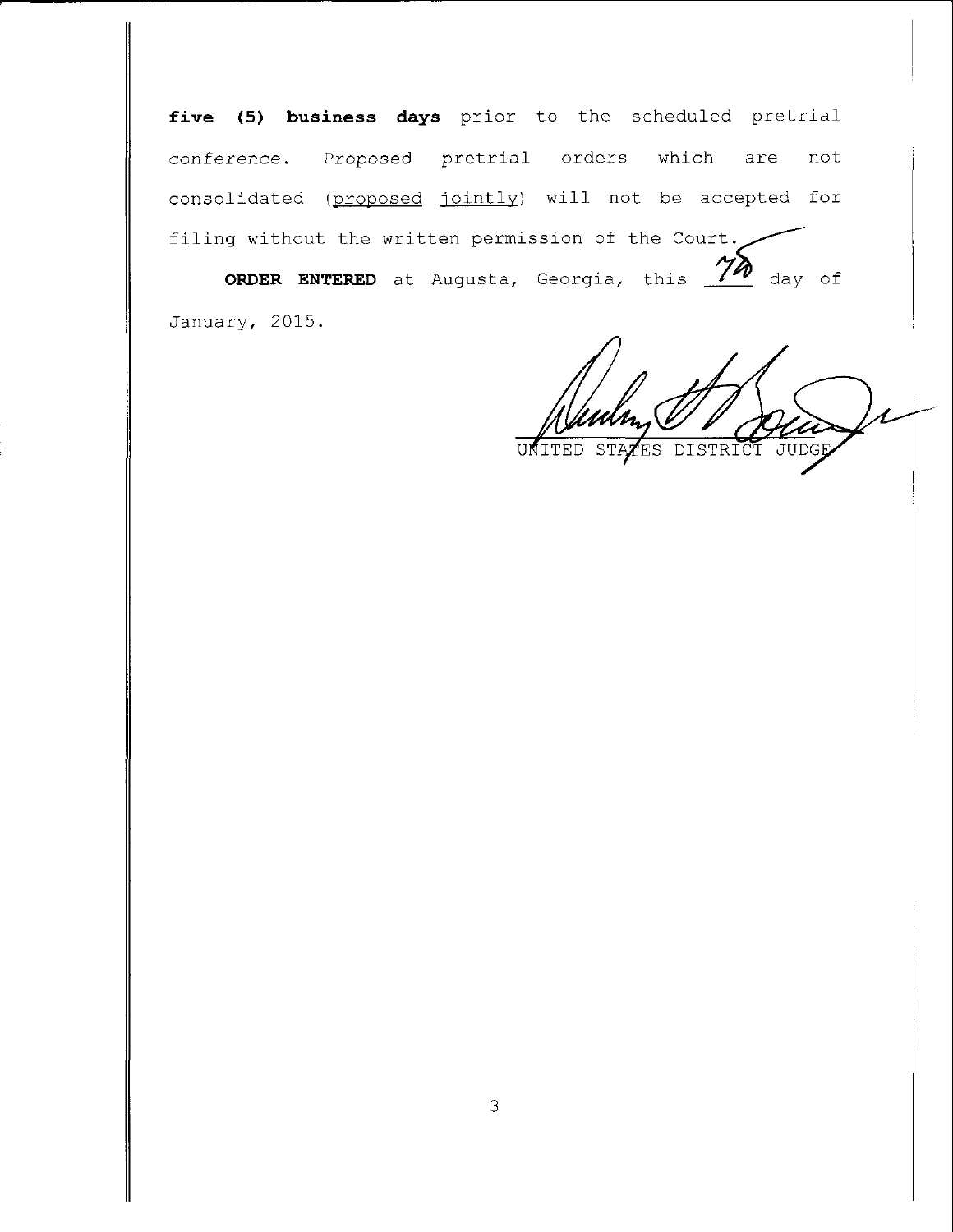**five (5) business days** prior to the scheduled pretrial conference. Proposed pretrial orders which are not consolidated (proposed jointly) will not be accepted for filing without the written permission of the Court.

**ORDER ENTERED** at Augusta, Georgia, this 7th day of January, 2015.

UNITED STATES DISTRICT JUDGE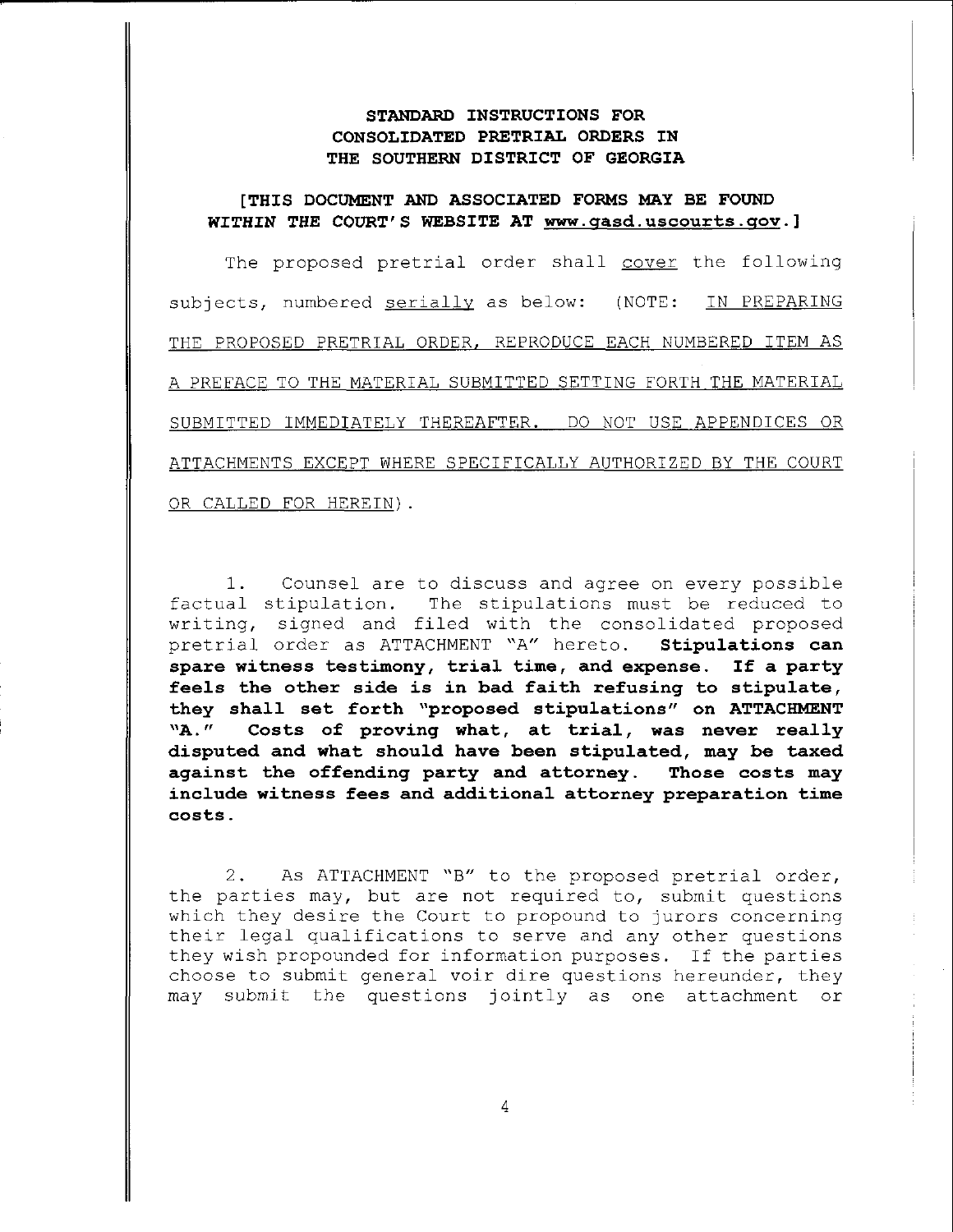**STANDARD INSTRUCTIONS FOR CONSOLIDATED PRETRIAL ORDERS IN THE SOUTHERN DISTRICT OF GEORGIA**

**[THIS DOCUMENT AND ASSOCIATED FORMS MAY BE FOUND WITHIN THE COURT'S WEBSITE AT www.gasd.uscourts.gov.]**

The proposed pretrial order shall cover the following subjects, numbered serially as below: (NOTE: IN PREPARING THE PROPOSED PRETRIAL ORDER, REPRODUCE EACH NUMBERED ITEM AS A PREFACE TO THE MATERIAL SUBMITTED SETTING FORTH THE MATERIAL SUBMITTED IMMEDIATELY THEREAFTER. DO NOT USE APPENDICES OR ATTACHMENTS EXCEPT WHERE SPECIFICALLY AUTHORIZED BY THE COURT OR CALLED FOR HEREIN).

1. Counsel are to discuss and agree on every possible factual stipulation. The stipulations must be reduced to writing, signed and filed with the consolidated proposed pretrial order as ATTACHMENT "A" hereto. **Stipulations can spare witness testimony, trial time, and expense. If a party feels the other side is in bad faith refusing to stipulate, they shall set forth "proposed stipulations" on ATTACHMENT "A." Costs of proving what, at trial, was never really disputed and what should have been stipulated, may be taxed against the offending party and attorney. Those costs may include witness fees and additional attorney preparation time costs.**

2. As ATTACHMENT "B" to the proposed pretrial order, the parties may, but are not required to, submit questions which they desire the Court to propound to jurors concerning their legal qualifications to serve and any other questions they wish propounded for information purposes. If the parties choose to submit general voir dire questions hereunder, they may submit the questions jointly as one attachment or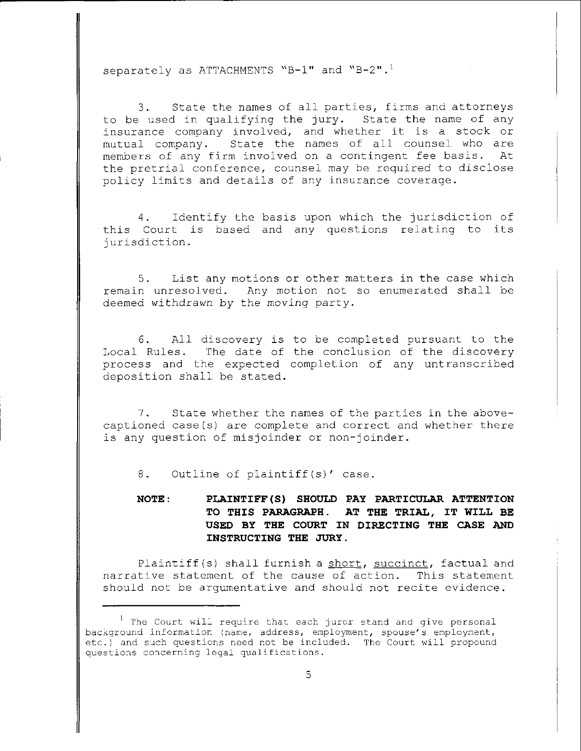separately as ATTACHMENTS "B-1" and "B-2".[1]

3. State the names of all parties, firms and attorneys to be used in qualifying the jury. State the name of any insurance company involved, and whether it is a stock or mutual company. State the names of all counsel who are members of any firm involved on a contingent fee basis. At the pretrial conference, counsel may be required to disclose policy limits and details of any insurance coverage.

4. Identify the basis upon which the jurisdiction of this Court is based and any questions relating to its jurisdiction.

5. List any motions or other matters in the case which remain unresolved. Any motion not so enumerated shall be deemed withdrawn by the moving party.

6. All discovery is to be completed pursuant to the Local Rules. The date of the conclusion of the discovery process and the expected completion of any untranscribed deposition shall be stated.

7. State whether the names of the parties in the above-captioned case(s) are complete and correct and whether there is any question of misjoinder or non-joinder.

8. Outline of plaintiff(s)' case.

**NOTE: PLAINTIFF(S) SHOULD PAY PARTICULAR ATTENTION TO THIS PARAGRAPH. AT THE TRIAL, IT WILL BE USED BY THE COURT IN DIRECTING THE CASE AND INSTRUCTING THE JURY.**

Plaintiff(s) shall furnish a <u>short</u>, <u>succinct</u>, factual and narrative statement of the cause of action. This statement should not be argumentative and should not recite evidence.

---

[1] The Court will require that each juror stand and give personal background information (name, address, employment, spouse's employment, etc.) and such questions need not be included. The Court will propound questions concerning legal qualifications.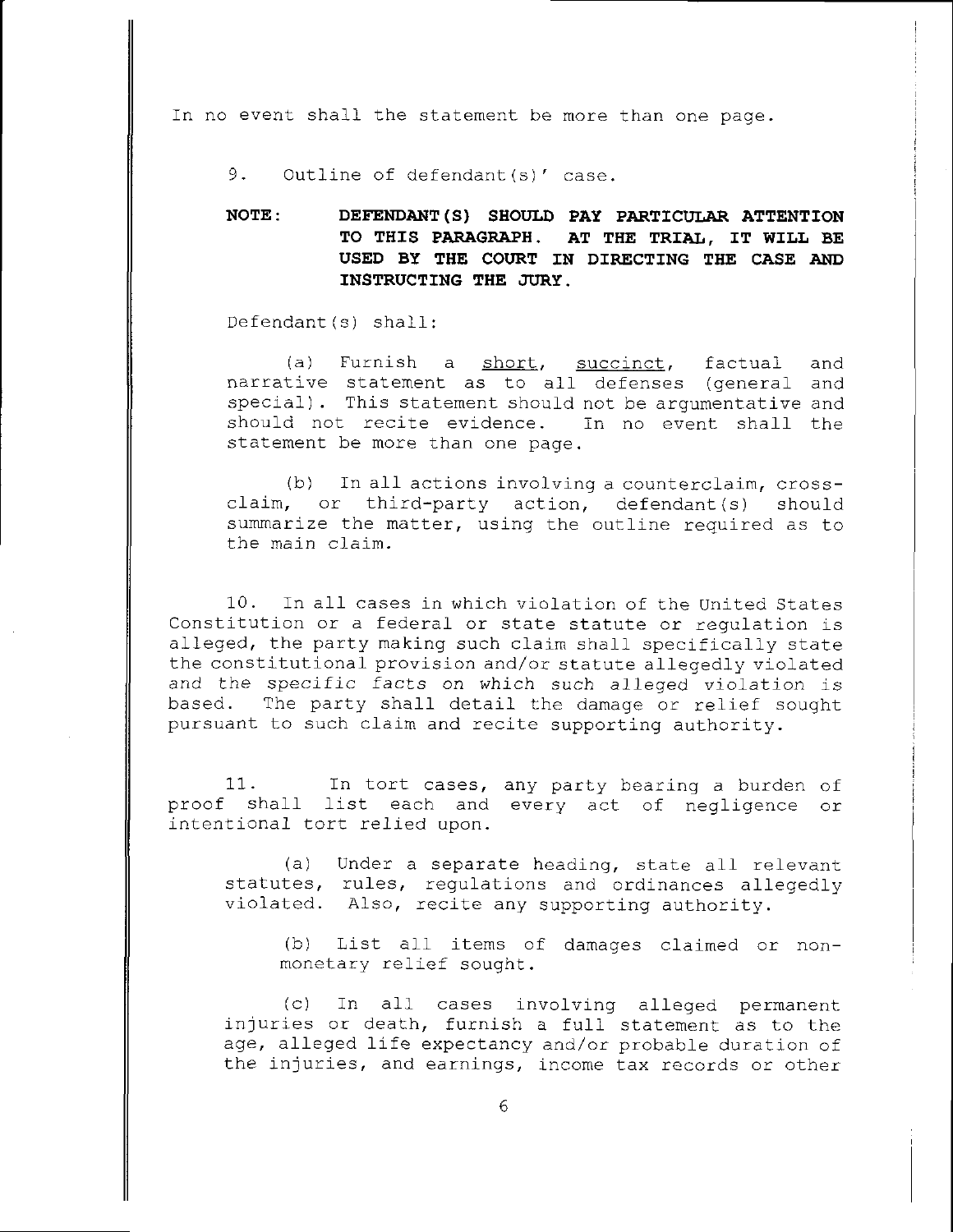In no event shall the statement be more than one page.

9. Outline of defendant(s)' case.

**NOTE: DEFENDANT(S) SHOULD PAY PARTICULAR ATTENTION TO THIS PARAGRAPH. AT THE TRIAL, IT WILL BE USED BY THE COURT IN DIRECTING THE CASE AND INSTRUCTING THE JURY.**

Defendant(s) shall:

(a) Furnish a <u>short</u>, <u>succinct</u>, factual and narrative statement as to all defenses (general and special). This statement should not be argumentative and should not recite evidence. In no event shall the statement be more than one page.

(b) In all actions involving a counterclaim, cross-claim, or third-party action, defendant(s) should summarize the matter, using the outline required as to the main claim.

10. In all cases in which violation of the United States Constitution or a federal or state statute or regulation is alleged, the party making such claim shall specifically state the constitutional provision and/or statute allegedly violated and the specific facts on which such alleged violation is based. The party shall detail the damage or relief sought pursuant to such claim and recite supporting authority.

11. In tort cases, any party bearing a burden of proof shall list each and every act of negligence or intentional tort relied upon.

(a) Under a separate heading, state all relevant statutes, rules, regulations and ordinances allegedly violated. Also, recite any supporting authority.

(b) List all items of damages claimed or non-monetary relief sought.

(c) In all cases involving alleged permanent injuries or death, furnish a full statement as to the age, alleged life expectancy and/or probable duration of the injuries, and earnings, income tax records or other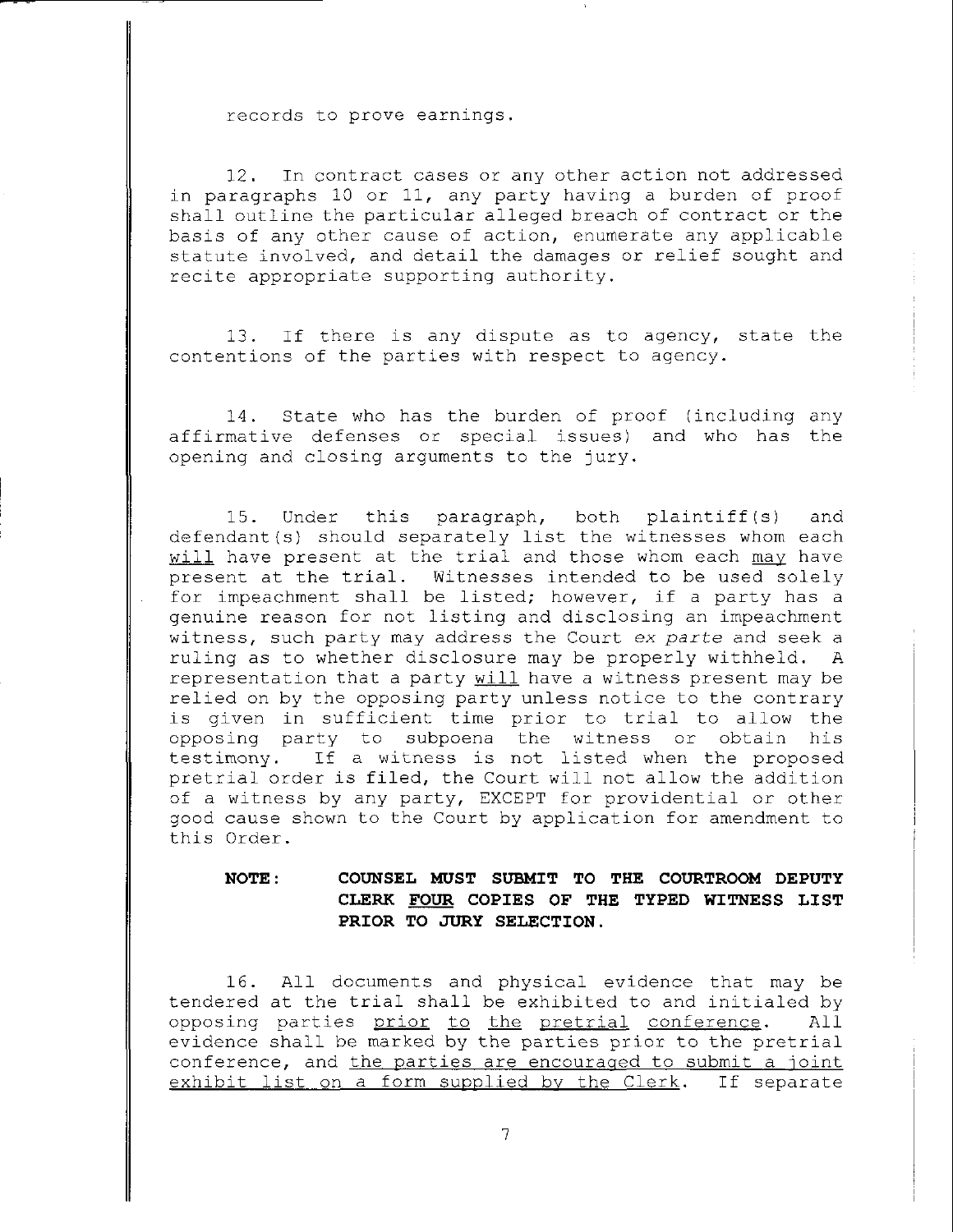records to prove earnings.

12. In contract cases or any other action not addressed in paragraphs 10 or 11, any party having a burden of proof shall outline the particular alleged breach of contract or the basis of any other cause of action, enumerate any applicable statute involved, and detail the damages or relief sought and recite appropriate supporting authority.

13. If there is any dispute as to agency, state the contentions of the parties with respect to agency.

14. State who has the burden of proof (including any affirmative defenses or special issues) and who has the opening and closing arguments to the jury.

15. Under this paragraph, both plaintiff(s) and defendant(s) should separately list the witnesses whom each <u>will</u> have present at the trial and those whom each <u>may</u> have present at the trial. Witnesses intended to be used solely for impeachment shall be listed; however, if a party has a genuine reason for not listing and disclosing an impeachment witness, such party may address the Court *ex parte* and seek a ruling as to whether disclosure may be properly withheld. A representation that a party <u>will</u> have a witness present may be relied on by the opposing party unless notice to the contrary is given in sufficient time prior to trial to allow the opposing party to subpoena the witness or obtain his testimony. If a witness is not listed when the proposed pretrial order is filed, the Court will not allow the addition of a witness by any party, EXCEPT for providential or other good cause shown to the Court by application for amendment to this Order.

**NOTE: COUNSEL MUST SUBMIT TO THE COURTROOM DEPUTY CLERK <u>FOUR</u> COPIES OF THE TYPED WITNESS LIST PRIOR TO JURY SELECTION.**

16. All documents and physical evidence that may be tendered at the trial shall be exhibited to and initialed by opposing parties <u>prior to the pretrial conference</u>. All evidence shall be marked by the parties prior to the pretrial conference, and <u>the parties are encouraged to submit a joint exhibit list on a form supplied by the Clerk</u>. If separate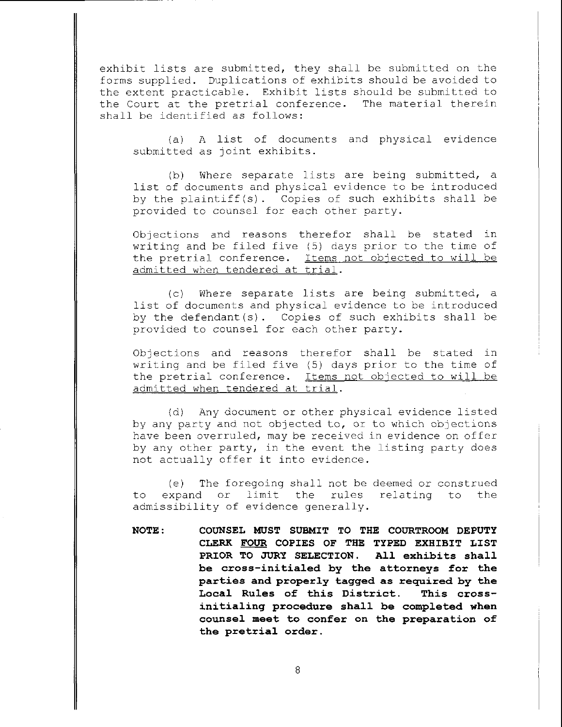exhibit lists are submitted, they shall be submitted on the forms supplied. Duplications of exhibits should be avoided to the extent practicable. Exhibit lists should be submitted to the Court at the pretrial conference. The material therein shall be identified as follows:

(a) A list of documents and physical evidence submitted as joint exhibits.

(b) Where separate lists are being submitted, a list of documents and physical evidence to be introduced by the plaintiff(s). Copies of such exhibits shall be provided to counsel for each other party.

Objections and reasons therefor shall be stated in writing and be filed five (5) days prior to the time of the pretrial conference. <u>Items not objected to will be admitted when tendered at trial</u>.

(c) Where separate lists are being submitted, a list of documents and physical evidence to be introduced by the defendant(s). Copies of such exhibits shall be provided to counsel for each other party.

Objections and reasons therefor shall be stated in writing and be filed five (5) days prior to the time of the pretrial conference. <u>Items not objected to will be admitted when tendered at trial</u>.

(d) Any document or other physical evidence listed by any party and not objected to, or to which objections have been overruled, may be received in evidence on offer by any other party, in the event the listing party does not actually offer it into evidence.

(e) The foregoing shall not be deemed or construed to expand or limit the rules relating to the admissibility of evidence generally.

**NOTE: COUNSEL MUST SUBMIT TO THE COURTROOM DEPUTY CLERK <u>FOUR</u> COPIES OF THE TYPED EXHIBIT LIST PRIOR TO JURY SELECTION. All exhibits shall be cross-initialed by the attorneys for the parties and properly tagged as required by the Local Rules of this District. This cross-initialing procedure shall be completed when counsel meet to confer on the preparation of the pretrial order.**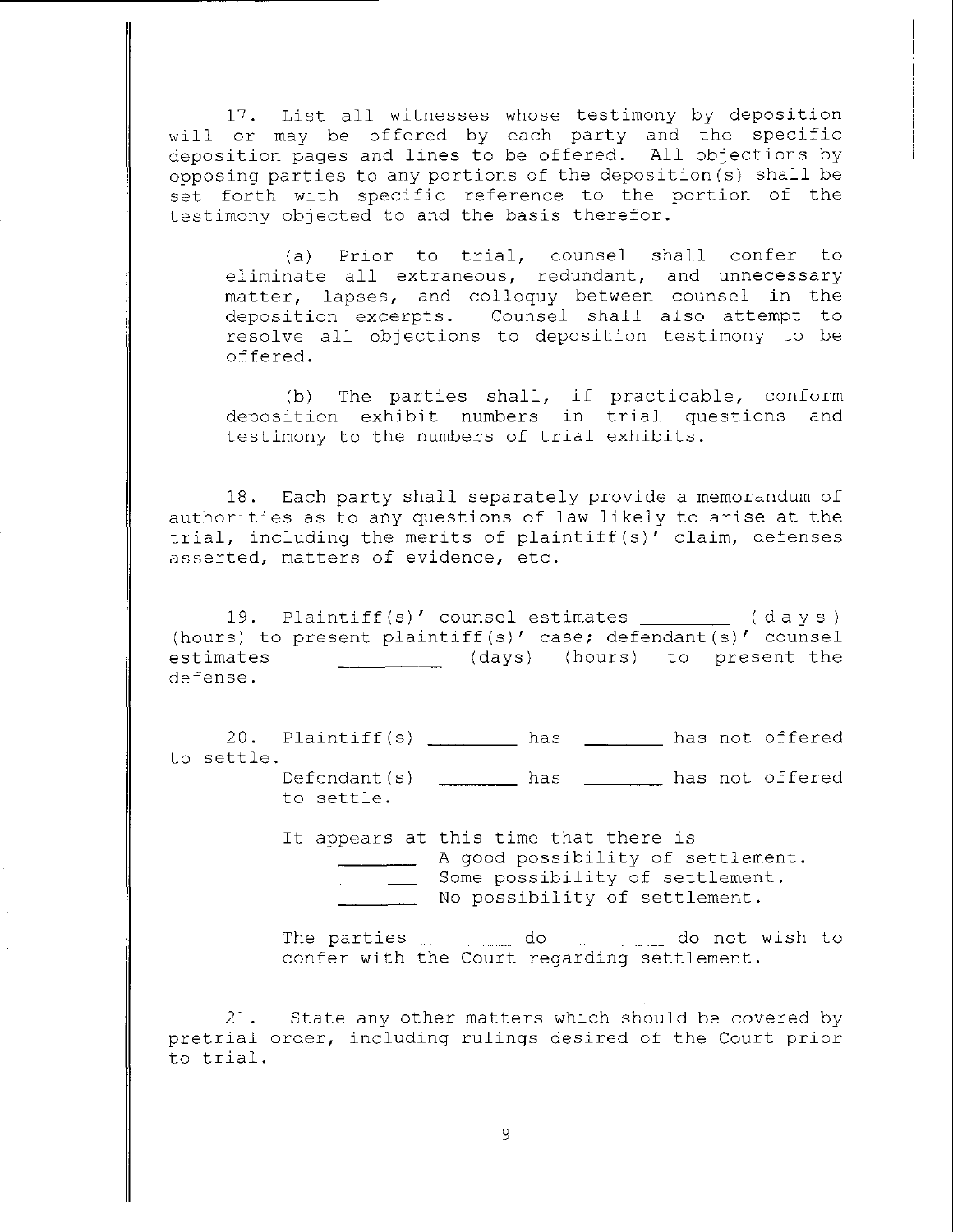17. List all witnesses whose testimony by deposition will or may be offered by each party and the specific deposition pages and lines to be offered. All objections by opposing parties to any portions of the deposition(s) shall be set forth with specific reference to the portion of the testimony objected to and the basis therefor.

(a) Prior to trial, counsel shall confer to eliminate all extraneous, redundant, and unnecessary matter, lapses, and colloquy between counsel in the deposition excerpts. Counsel shall also attempt to resolve all objections to deposition testimony to be offered.

(b) The parties shall, if practicable, conform deposition exhibit numbers in trial questions and testimony to the numbers of trial exhibits.

18. Each party shall separately provide a memorandum of authorities as to any questions of law likely to arise at the trial, including the merits of plaintiff(s)' claim, defenses asserted, matters of evidence, etc.

19. Plaintiff(s)' counsel estimates ________ (days) (hours) to present plaintiff(s)' case; defendant(s)' counsel estimates ________ (days) (hours) to present the defense.

20. Plaintiff(s) ________ has ________ has not offered to settle.

Defendant(s) ________ has ________ has not offered to settle.

It appears at this time that there is

________ A good possibility of settlement.
________ Some possibility of settlement.
________ No possibility of settlement.

The parties ________ do ________ do not wish to confer with the Court regarding settlement.

21. State any other matters which should be covered by pretrial order, including rulings desired of the Court prior to trial.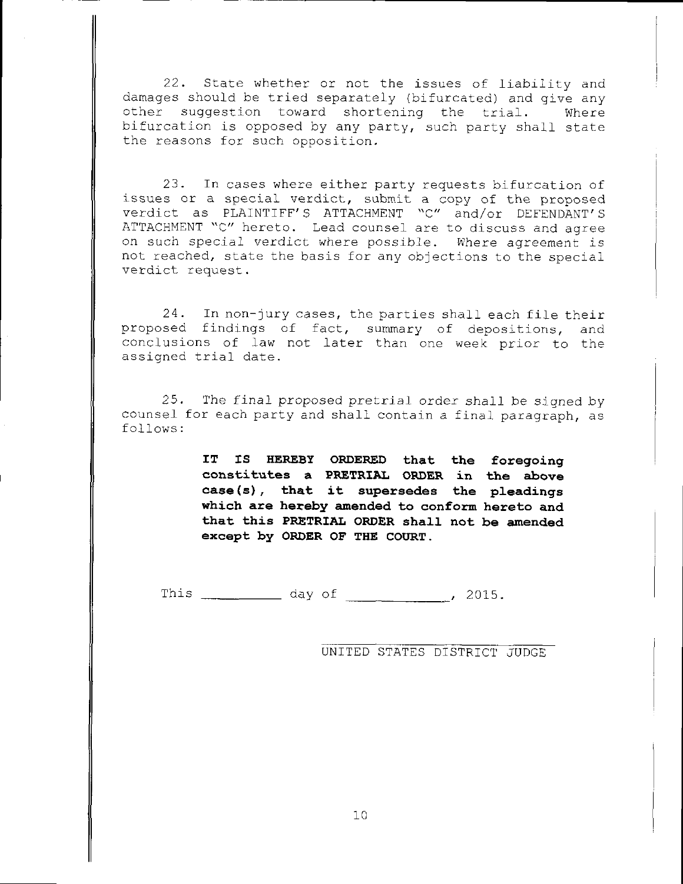22. State whether or not the issues of liability and damages should be tried separately (bifurcated) and give any other suggestion toward shortening the trial. Where bifurcation is opposed by any party, such party shall state the reasons for such opposition.

23. In cases where either party requests bifurcation of issues or a special verdict, submit a copy of the proposed verdict as PLAINTIFF'S ATTACHMENT "C" and/or DEFENDANT'S ATTACHMENT "C" hereto. Lead counsel are to discuss and agree on such special verdict where possible. Where agreement is not reached, state the basis for any objections to the special verdict request.

24. In non-jury cases, the parties shall each file their proposed findings of fact, summary of depositions, and conclusions of law not later than one week prior to the assigned trial date.

25. The final proposed pretrial order shall be signed by counsel for each party and shall contain a final paragraph, as follows:

> **IT IS HEREBY ORDERED that the foregoing constitutes a PRETRIAL ORDER in the above case(s), that it supersedes the pleadings which are hereby amended to conform hereto and that this PRETRIAL ORDER shall not be amended except by ORDER OF THE COURT.**

This __________ day of _____________, 2015.

_______________________________
UNITED STATES DISTRICT JUDGE